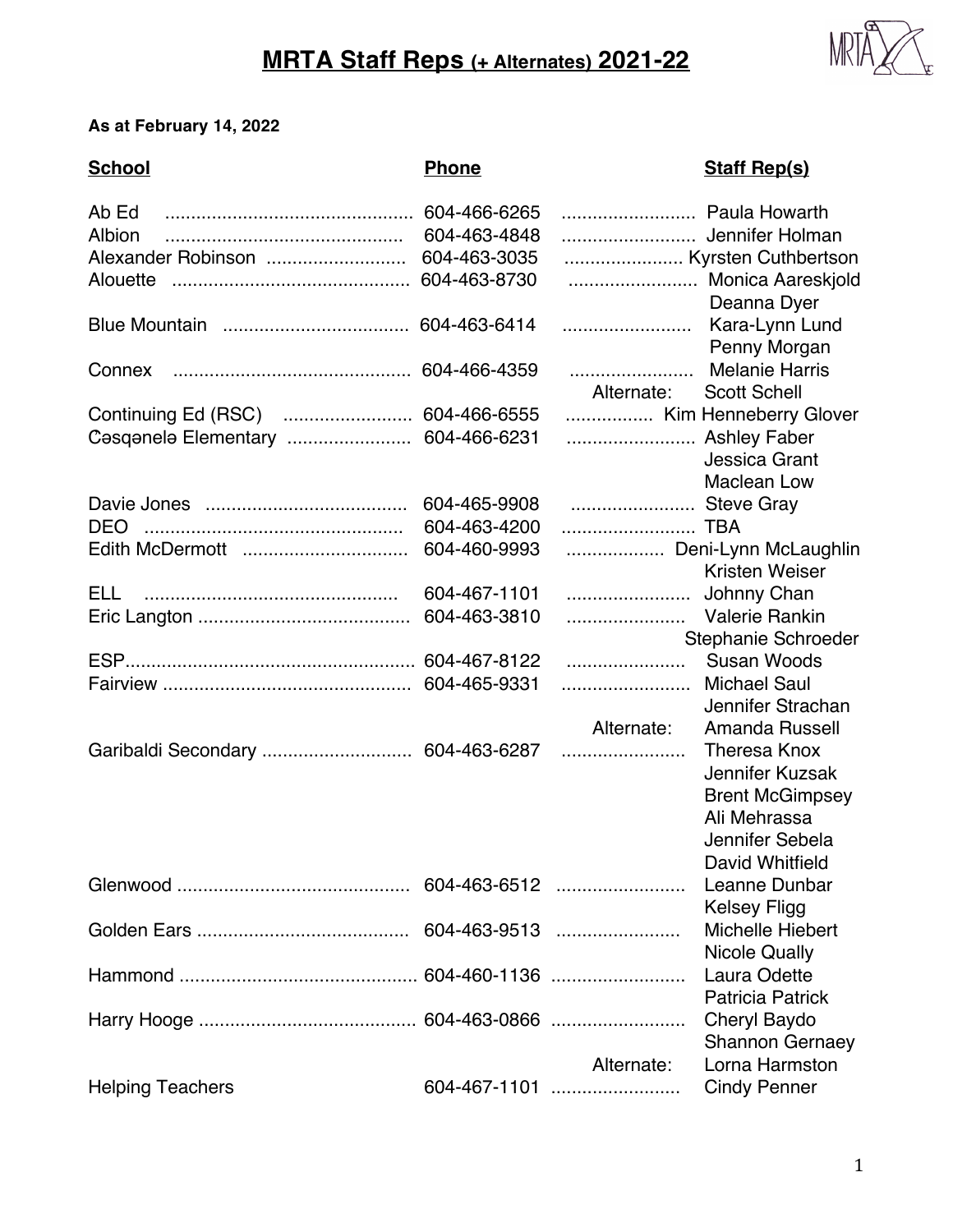# MRTA Staff Reps (+ Alternates) 2021-22

**As at February 14, 2022**

| School | Phone | Staff Rep(s) |
|---|---|---|
| Ab Ed | 604-466-6265 | Paula Howarth |
| Albion | 604-463-4848 | Jennifer Holman |
| Alexander Robinson | 604-463-3035 | Kyrsten Cuthbertson |
| Alouette | 604-463-8730 | Monica Aareskjold |
| | | Deanna Dyer |
| Blue Mountain | 604-463-6414 | Kara-Lynn Lund |
| | | Penny Morgan |
| Connex | 604-466-4359 | Melanie Harris |
| | Alternate: | Scott Schell |
| Continuing Ed (RSC) | 604-466-6555 | Kim Henneberry Glover |
| Ćəsqənelə Elementary | 604-466-6231 | Ashley Faber |
| | | Jessica Grant |
| | | Maclean Low |
| Davie Jones | 604-465-9908 | Steve Gray |
| DEO | 604-463-4200 | TBA |
| Edith McDermott | 604-460-9993 | Deni-Lynn McLaughlin |
| | | Kristen Weiser |
| ELL | 604-467-1101 | Johnny Chan |
| Eric Langton | 604-463-3810 | Valerie Rankin |
| | | Stephanie Schroeder |
| ESP | 604-467-8122 | Susan Woods |
| Fairview | 604-465-9331 | Michael Saul |
| | | Jennifer Strachan |
| | Alternate: | Amanda Russell |
| Garibaldi Secondary | 604-463-6287 | Theresa Knox |
| | | Jennifer Kuzsak |
| | | Brent McGimpsey |
| | | Ali Mehrassa |
| | | Jennifer Sebela |
| | | David Whitfield |
| Glenwood | 604-463-6512 | Leanne Dunbar |
| | | Kelsey Fligg |
| Golden Ears | 604-463-9513 | Michelle Hiebert |
| | | Nicole Qually |
| Hammond | 604-460-1136 | Laura Odette |
| | | Patricia Patrick |
| Harry Hooge | 604-463-0866 | Cheryl Baydo |
| | | Shannon Gernaey |
| | Alternate: | Lorna Harmston |
| Helping Teachers | 604-467-1101 | Cindy Penner |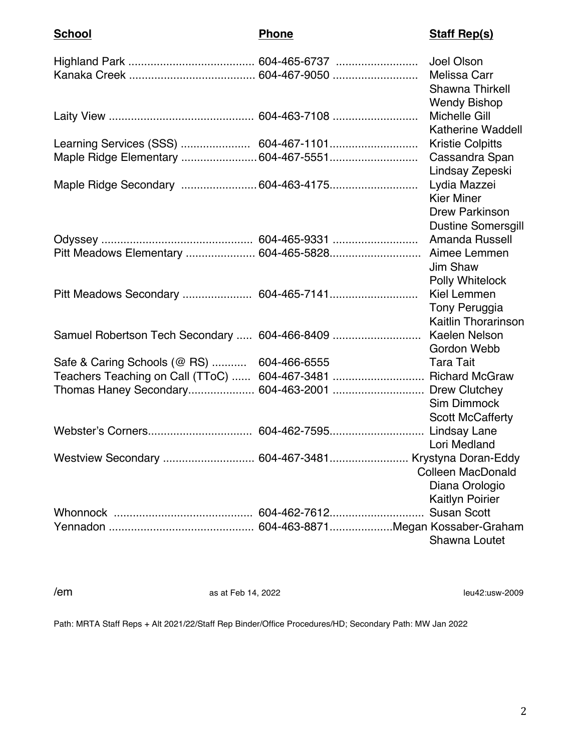| **School** | **Phone** | **Staff Rep(s)** |
|---|---|---|
| Highland Park | 604-465-6737 | Joel Olson |
| Kanaka Creek | 604-467-9050 | Melissa Carr |
| | | Shawna Thirkell |
| | | Wendy Bishop |
| Laity View | 604-463-7108 | Michelle Gill |
| | | Katherine Waddell |
| Learning Services (SSS) | 604-467-1101 | Kristie Colpitts |
| Maple Ridge Elementary | 604-467-5551 | Cassandra Span |
| | | Lindsay Zepeski |
| Maple Ridge Secondary | 604-463-4175 | Lydia Mazzei |
| | | Kier Miner |
| | | Drew Parkinson |
| | | Dustine Somersgill |
| Odyssey | 604-465-9331 | Amanda Russell |
| Pitt Meadows Elementary | 604-465-5828 | Aimee Lemmen |
| | | Jim Shaw |
| | | Polly Whitelock |
| Pitt Meadows Secondary | 604-465-7141 | Kiel Lemmen |
| | | Tony Peruggia |
| | | Kaitlin Thorarinson |
| Samuel Robertson Tech Secondary | 604-466-8409 | Kaelen Nelson |
| | | Gordon Webb |
| Safe & Caring Schools (@ RS) | 604-466-6555 | Tara Tait |
| Teachers Teaching on Call (TToC) | 604-467-3481 | Richard McGraw |
| Thomas Haney Secondary | 604-463-2001 | Drew Clutchey |
| | | Sim Dimmock |
| | | Scott McCafferty |
| Webster's Corners | 604-462-7595 | Lindsay Lane |
| | | Lori Medland |
| Westview Secondary | 604-467-3481 | Krystyna Doran-Eddy |
| | | Colleen MacDonald |
| | | Diana Orologio |
| | | Kaitlyn Poirier |
| Whonnock | 604-462-7612 | Susan Scott |
| Yennadon | 604-463-8871 | Megan Kossaber-Graham |
| | | Shawna Loutet |

/em as at Feb 14, 2022 leu42:usw-2009

Path: MRTA Staff Reps + Alt 2021/22/Staff Rep Binder/Office Procedures/HD; Secondary Path: MW Jan 2022